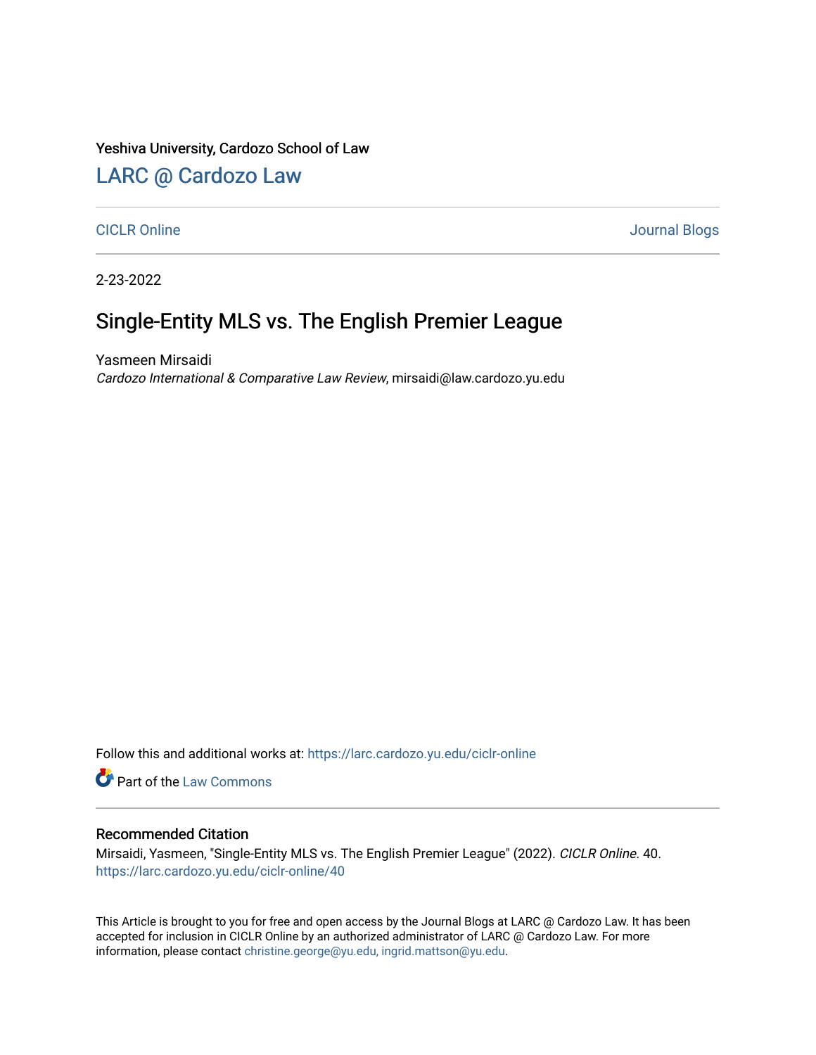Yeshiva University, Cardozo School of Law

# LARC @ Cardozo Law

CICLR Online

Journal Blogs

2-23-2022

## Single-Entity MLS vs. The English Premier League

Yasmeen Mirsaidi
*Cardozo International & Comparative Law Review*, mirsaidi@law.cardozo.yu.edu

Follow this and additional works at: https://larc.cardozo.yu.edu/ciclr-online

Part of the Law Commons

### Recommended Citation

Mirsaidi, Yasmeen, "Single-Entity MLS vs. The English Premier League" (2022). *CICLR Online*. 40.
https://larc.cardozo.yu.edu/ciclr-online/40

This Article is brought to you for free and open access by the Journal Blogs at LARC @ Cardozo Law. It has been accepted for inclusion in CICLR Online by an authorized administrator of LARC @ Cardozo Law. For more information, please contact christine.george@yu.edu, ingrid.mattson@yu.edu.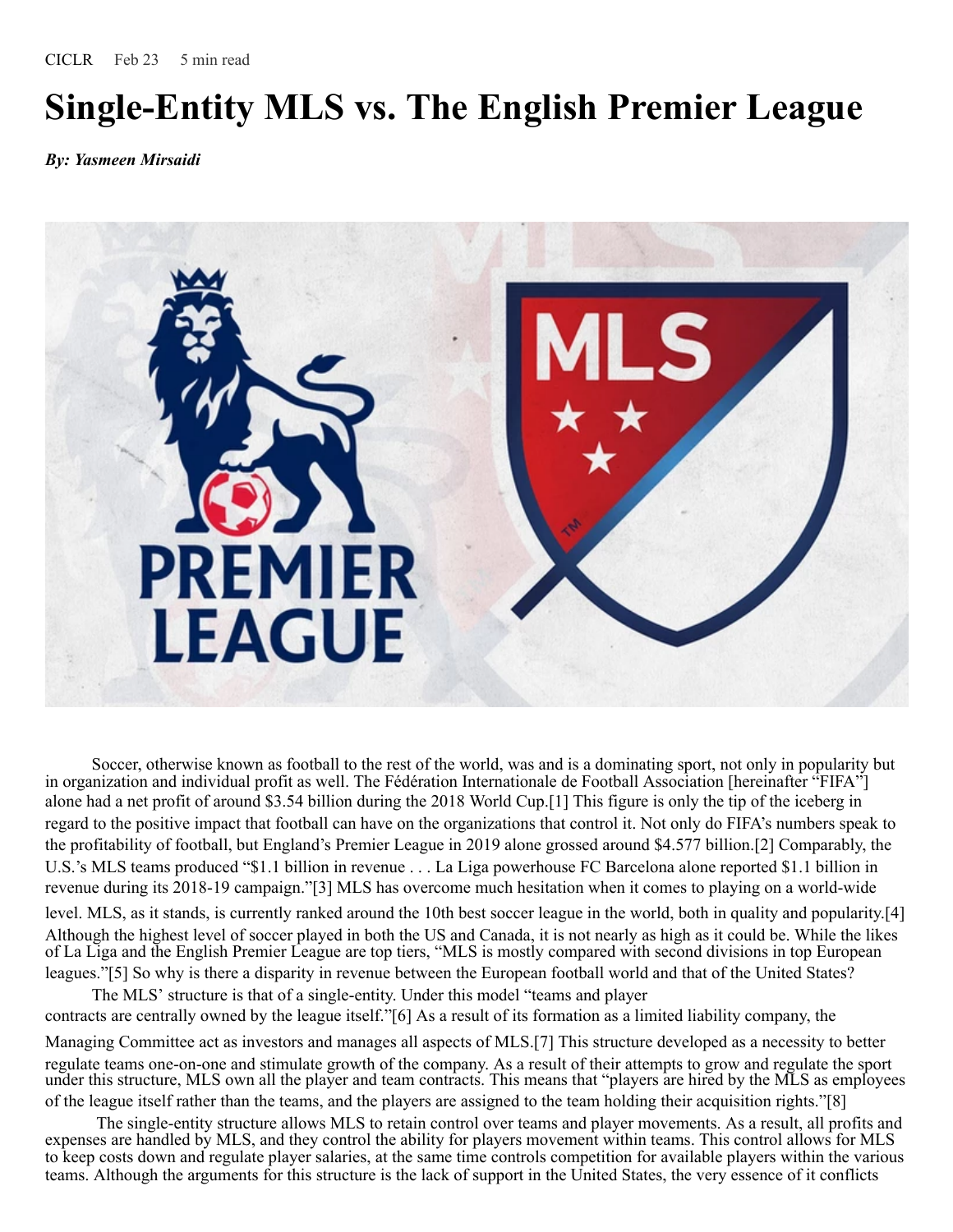CICLR Feb 23 5 min read

# Single-Entity MLS vs. The English Premier League

***By: Yasmeen Mirsaidi***

Soccer, otherwise known as football to the rest of the world, was and is a dominating sport, not only in popularity but in organization and individual profit as well. The Fédération Internationale de Football Association [hereinafter "FIFA"] alone had a net profit of around $3.54 billion during the 2018 World Cup.[1] This figure is only the tip of the iceberg in regard to the positive impact that football can have on the organizations that control it. Not only do FIFA's numbers speak to the profitability of football, but England's Premier League in 2019 alone grossed around $4.577 billion.[2] Comparably, the U.S.'s MLS teams produced "$1.1 billion in revenue . . . La Liga powerhouse FC Barcelona alone reported $1.1 billion in revenue during its 2018-19 campaign."[3] MLS has overcome much hesitation when it comes to playing on a world-wide level. MLS, as it stands, is currently ranked around the 10th best soccer league in the world, both in quality and popularity.[4] Although the highest level of soccer played in both the US and Canada, it is not nearly as high as it could be. While the likes of La Liga and the English Premier League are top tiers, "MLS is mostly compared with second divisions in top European leagues."[5] So why is there a disparity in revenue between the European football world and that of the United States?

The MLS' structure is that of a single-entity. Under this model "teams and player contracts are centrally owned by the league itself."[6] As a result of its formation as a limited liability company, the Managing Committee act as investors and manages all aspects of MLS.[7] This structure developed as a necessity to better regulate teams one-on-one and stimulate growth of the company. As a result of their attempts to grow and regulate the sport under this structure, MLS own all the player and team contracts. This means that "players are hired by the MLS as employees of the league itself rather than the teams, and the players are assigned to the team holding their acquisition rights."[8]

The single-entity structure allows MLS to retain control over teams and player movements. As a result, all profits and expenses are handled by MLS, and they control the ability for players movement within teams. This control allows for MLS to keep costs down and regulate player salaries, at the same time controls competition for available players within the various teams. Although the arguments for this structure is the lack of support in the United States, the very essence of it conflicts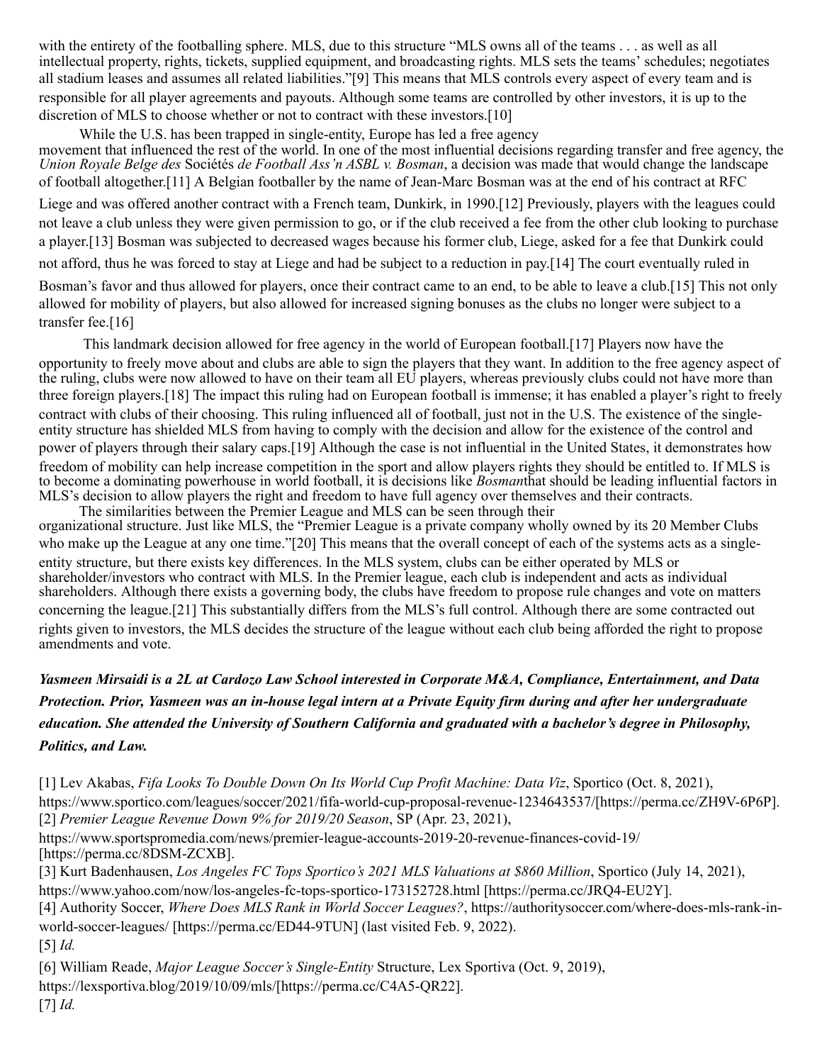with the entirety of the footballing sphere. MLS, due to this structure "MLS owns all of the teams . . . as well as all intellectual property, rights, tickets, supplied equipment, and broadcasting rights. MLS sets the teams' schedules; negotiates all stadium leases and assumes all related liabilities."[9] This means that MLS controls every aspect of every team and is responsible for all player agreements and payouts. Although some teams are controlled by other investors, it is up to the discretion of MLS to choose whether or not to contract with these investors.[10]

While the U.S. has been trapped in single-entity, Europe has led a free agency movement that influenced the rest of the world. In one of the most influential decisions regarding transfer and free agency, the *Union Royale Belge des* Sociétés *de Football Ass'n ASBL v. Bosman*, a decision was made that would change the landscape of football altogether.[11] A Belgian footballer by the name of Jean-Marc Bosman was at the end of his contract at RFC Liege and was offered another contract with a French team, Dunkirk, in 1990.[12] Previously, players with the leagues could not leave a club unless they were given permission to go, or if the club received a fee from the other club looking to purchase a player.[13] Bosman was subjected to decreased wages because his former club, Liege, asked for a fee that Dunkirk could not afford, thus he was forced to stay at Liege and had be subject to a reduction in pay.[14] The court eventually ruled in Bosman's favor and thus allowed for players, once their contract came to an end, to be able to leave a club.[15] This not only allowed for mobility of players, but also allowed for increased signing bonuses as the clubs no longer were subject to a transfer fee.[16]

This landmark decision allowed for free agency in the world of European football.[17] Players now have the opportunity to freely move about and clubs are able to sign the players that they want. In addition to the free agency aspect of the ruling, clubs were now allowed to have on their team all EU players, whereas previously clubs could not have more than three foreign players.[18] The impact this ruling had on European football is immense; it has enabled a player's right to freely contract with clubs of their choosing. This ruling influenced all of football, just not in the U.S. The existence of the single-entity structure has shielded MLS from having to comply with the decision and allow for the existence of the control and power of players through their salary caps.[19] Although the case is not influential in the United States, it demonstrates how freedom of mobility can help increase competition in the sport and allow players rights they should be entitled to. If MLS is to become a dominating powerhouse in world football, it is decisions like *Bosman*that should be leading influential factors in MLS's decision to allow players the right and freedom to have full agency over themselves and their contracts.

The similarities between the Premier League and MLS can be seen through their organizational structure. Just like MLS, the "Premier League is a private company wholly owned by its 20 Member Clubs who make up the League at any one time."[20] This means that the overall concept of each of the systems acts as a single-entity structure, but there exists key differences. In the MLS system, clubs can be either operated by MLS or shareholder/investors who contract with MLS. In the Premier league, each club is independent and acts as individual shareholders. Although there exists a governing body, the clubs have freedom to propose rule changes and vote on matters concerning the league.[21] This substantially differs from the MLS's full control. Although there are some contracted out rights given to investors, the MLS decides the structure of the league without each club being afforded the right to propose amendments and vote.

***Yasmeen Mirsaidi is a 2L at Cardozo Law School interested in Corporate M&A, Compliance, Entertainment, and Data Protection. Prior, Yasmeen was an in-house legal intern at a Private Equity firm during and after her undergraduate education. She attended the University of Southern California and graduated with a bachelor's degree in Philosophy, Politics, and Law.***

[1] Lev Akabas, *Fifa Looks To Double Down On Its World Cup Profit Machine: Data Viz*, Sportico (Oct. 8, 2021), https://www.sportico.com/leagues/soccer/2021/fifa-world-cup-proposal-revenue-1234643537/[https://perma.cc/ZH9V-6P6P].

[2] *Premier League Revenue Down 9% for 2019/20 Season*, SP (Apr. 23, 2021), https://www.sportspromedia.com/news/premier-league-accounts-2019-20-revenue-finances-covid-19/ [https://perma.cc/8DSM-ZCXB].

[3] Kurt Badenhausen, *Los Angeles FC Tops Sportico's 2021 MLS Valuations at $860 Million*, Sportico (July 14, 2021), https://www.yahoo.com/now/los-angeles-fc-tops-sportico-173152728.html [https://perma.cc/JRQ4-EU2Y].

[4] Authority Soccer, *Where Does MLS Rank in World Soccer Leagues?*, https://authoritysoccer.com/where-does-mls-rank-in-world-soccer-leagues/ [https://perma.cc/ED44-9TUN] (last visited Feb. 9, 2022).

[5] *Id.*

[6] William Reade, *Major League Soccer's Single-Entity* Structure, Lex Sportiva (Oct. 9, 2019), https://lexsportiva.blog/2019/10/09/mls/[https://perma.cc/C4A5-QR22].

[7] *Id.*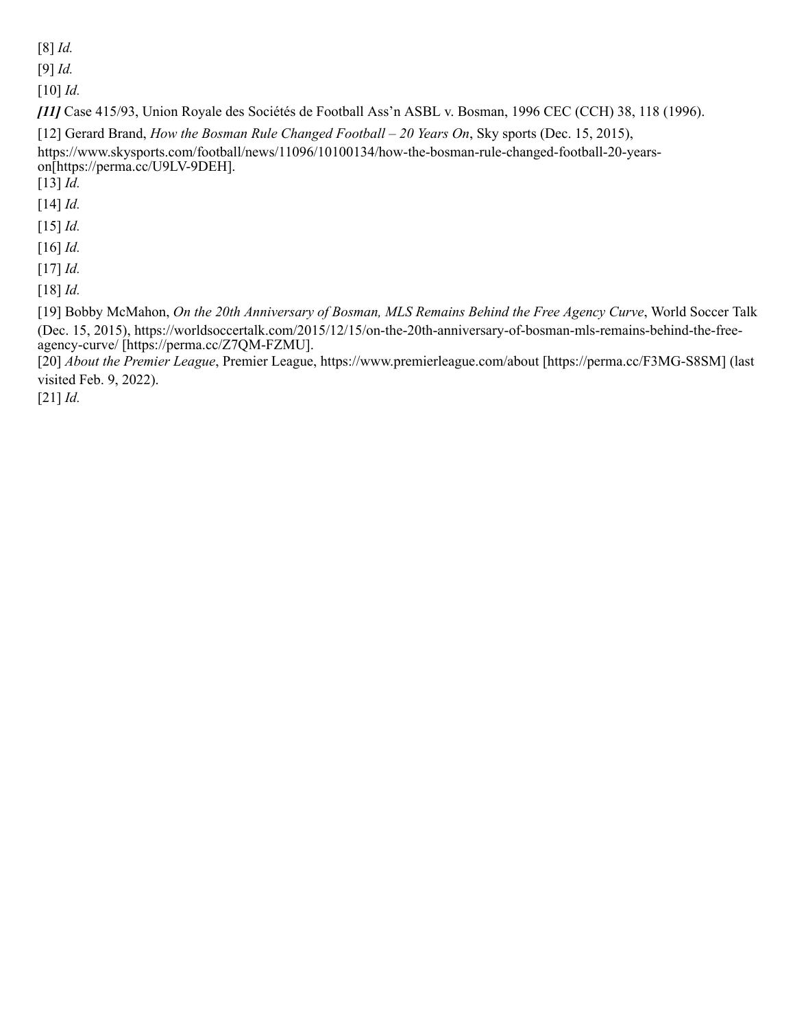[8] *Id.*

[9] *Id.*

[10] *Id.*

***[11]*** Case 415/93, Union Royale des Sociétés de Football Ass'n ASBL v. Bosman, 1996 CEC (CCH) 38, 118 (1996).

[12] Gerard Brand, *How the Bosman Rule Changed Football – 20 Years On*, Sky sports (Dec. 15, 2015), https://www.skysports.com/football/news/11096/10100134/how-the-bosman-rule-changed-football-20-years-on[https://perma.cc/U9LV-9DEH].

[13] *Id.*

[14] *Id.*

[15] *Id.*

[16] *Id.*

[17] *Id.*

[18] *Id.*

[19] Bobby McMahon, *On the 20th Anniversary of Bosman, MLS Remains Behind the Free Agency Curve*, World Soccer Talk (Dec. 15, 2015), https://worldsoccertalk.com/2015/12/15/on-the-20th-anniversary-of-bosman-mls-remains-behind-the-free-agency-curve/ [https://perma.cc/Z7QM-FZMU].

[20] *About the Premier League*, Premier League, https://www.premierleague.com/about [https://perma.cc/F3MG-S8SM] (last visited Feb. 9, 2022).

[21] *Id.*